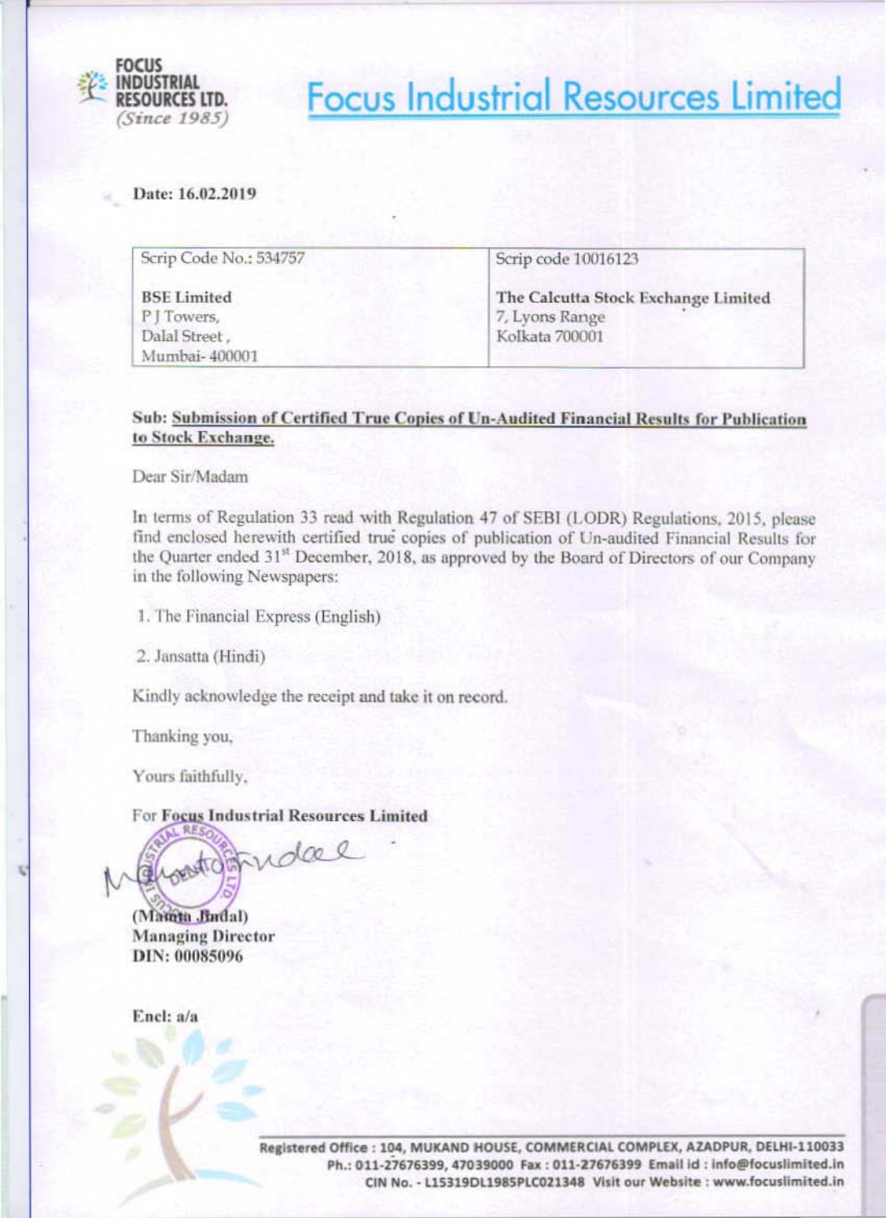FOCUS INDUSTRIAL RESOURCES LTD.
*(Since 1985)*

# Focus Industrial Resources Limited

**Date: 16.02.2019**

| Scrip Code No.: 534757 | Scrip code 10016123 |
|---|---|
| **BSE Limited**<br>P J Towers,<br>Dalal Street ,<br>Mumbai- 400001 | **The Calcutta Stock Exchange Limited**<br>7, Lyons Range<br>Kolkata 700001 |

**Sub: Submission of Certified True Copies of Un-Audited Financial Results for Publication to Stock Exchange.**

Dear Sir/Madam

In terms of Regulation 33 read with Regulation 47 of SEBI (LODR) Regulations, 2015, please find enclosed herewith certified true copies of publication of Un-audited Financial Results for the Quarter ended 31st December, 2018, as approved by the Board of Directors of our Company in the following Newspapers:

1. The Financial Express (English)
2. Jansatta (Hindi)

Kindly acknowledge the receipt and take it on record.

Thanking you,

Yours faithfully,

For **Focus Industrial Resources Limited**

**(Mamta Jindal)**
**Managing Director**
**DIN: 00085096**

**Encl: a/a**

**Registered Office : 104, MUKAND HOUSE, COMMERCIAL COMPLEX, AZADPUR, DELHI-110033**
**Ph.: 011-27676399, 47039000 Fax : 011-27676399 Email id : info@focuslimited.in**
**CIN No. - L15319DL1985PLC021348 Visit our Website : www.focuslimited.in**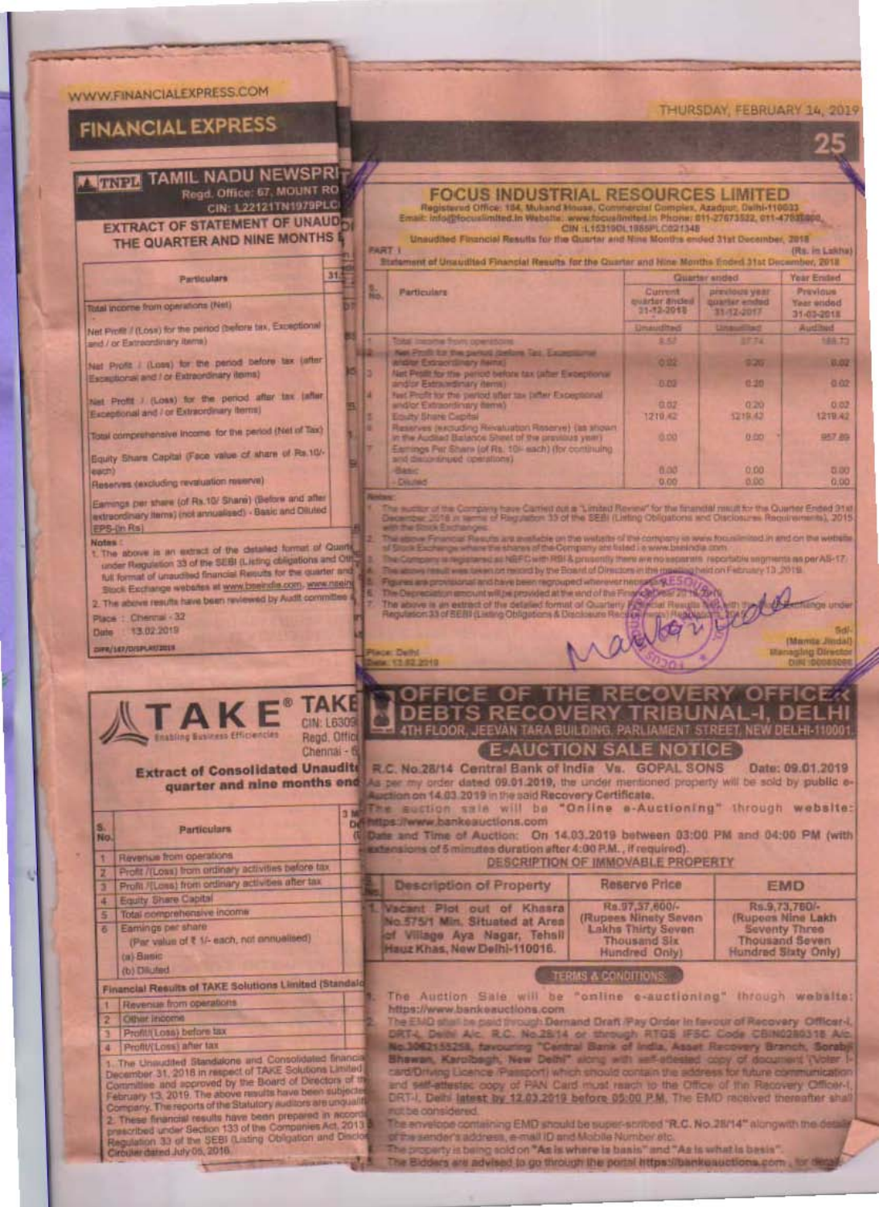# FINANCIAL EXPRESS

## TNPL TAMIL NADU NEWSPRI

Regd. Office: 67, MOUNT RO

CIN: L22121TN1979PLC

### EXTRACT OF STATEMENT OF UNAUD THE QUARTER AND NINE MONTHS

| Particulars | 31 |
|---|---|
| Total income from operations (Net) | |
| Net Profit / (Loss) for the period (before tax, Exceptional and / or Extraordinary items) | |
| Net Profit / (Loss) for the period before tax (after Exceptional and / or Extraordinary items) | |
| Net Profit / (Loss) for the period after tax (after Exceptional and / or Extraordinary items) | |
| Total comprehensive income for the period (Net of Tax) | |
| Equity Share Capital (Face value of share of Rs.10/- each) | |
| Reserves (excluding revaluation reserve) | |
| Earnings per share (of Rs.10/ Share) (Before and after extraordinary items) (not annualised) - Basic and Diluted EPS-(in Rs) | |

**Notes :**

1. The above is an extract of the detailed format of Quarte under Regulation 33 of the SEBI (Listing obligations and Oth full format of unaudited financial Results for the quarter and Stock Exchange websites at www.bseindia.com, www.nsein
2. The above results have been reviewed by Audit committee

Place : Chennai - 32

Date : 13.02.2019

---

## FOCUS INDUSTRIAL RESOURCES LIMITED

Registered Office: 104, Mukand House, Commercial Complex, Azadpur, Delhi-110033

Email: info@focuslimited.in Website: www.focuslimited.in Phone: 011-27673522, 011-47058000

CIN :L15319DL1985PLC021348

Unaudited Financial Results for the Quarter and Nine Months ended 31st December, 2018

PART I (Rs. in Lakhs)

Statement of Unaudited Financial Results for the Quarter and Nine Months Ended 31st December, 2018

| S. No. | Particulars | Quarter ended | | Year Ended |
|---|---|---|---|---|
| | | Current quarter ended 31-12-2018 | previous year quarter ended 31-12-2017 | Previous Year ended 31-03-2018 |
| | | Unaudited | Unaudited | Audited |
| 1 | Total income from operations | 8.57 | 37.74 | 188.73 |
| 2 | Net Profit for the period (before Tax, Exceptional and/or Extraordinary items) | 0.02 | 0.20 | 0.02 |
| 3 | Net Profit for the period before tax (after Exceptional and/or Extraordinary items) | 0.02 | 0.20 | 0.02 |
| 4 | Net Profit for the period after tax (after Exceptional and/or Extraordinary items) | 0.02 | 0.20 | 0.02 |
| 5 | Equity Share Capital | 1219.42 | 1219.42 | 1219.42 |
| 6 | Reserves (excluding Revaluation Reserve) (as shown in the Audited Balance Sheet of the previous year) | 0.00 | 0.00 | 857.89 |
| 7 | Earnings Per Share (of Rs. 10/- each) (for continuing and discontinued operations) | | | |
| | -Basic | 0.00 | 0.00 | 0.00 |
| | - Diluted | 0.00 | 0.00 | 0.00 |

**Notes:**

1. The auditor of the Company have Carried out a "Limited Review" for the financial result for the Quarter Ended 31st December 2018 in terms of Regulation 33 of the SEBI (Listing Obligations and Disclosures Requirements), 2015 with the Stock Exchanges.
2. The above Financial Results are available on the website of the company ie www.focuslimited.in and on the website of Stock Exchange where the shares of the Company are listed i.e www.bseindia.com
3. The Company is registered as NBFC with RBI & presently there are no separate reportable segments as per AS-17.
4. The above result was taken on record by the Board of Directors in the meeting held on February 13, 2019.
5. Figures are provisional and have been regrouped wherever necessary.
6. The Depreciation amount will be provided at the end of the Financial Year 2018-2019.
7. The above is an extract of the detailed format of Quarterly Financial Results filed with the Stock Exchange under Regulation 33 of SEBI (Listing Obligations & Disclosure Requirements) Regulations, 2015.

Place: Delhi

Date: 13.02.2019

Sd/-

(Mamta Jindal)

Managing Director

DIN :00085096

---

## TAKE

Enabling Business Efficiencies

CIN: L6309

Regd. Offic

Chennai - 6

### Extract of Consolidated Unaudite quarter and nine months end

| S. No. | Particulars | 3 M |
|---|---|---|
| 1 | Revenue from operations | |
| 2 | Profit /(Loss) from ordinary activities before tax | |
| 3 | Profit /(Loss) from ordinary activities after tax | |
| 4 | Equity Share Capital | |
| 5 | Total comprehensive income | |
| 6 | Earnings per share (Par value of ₹ 1/- each, not annualised) (a) Basic (b) Diluted | |

**Financial Results of TAKE Solutions Limited (Standalo**

| | | |
|---|---|---|
| 1 | Revenue from operations | |
| 2 | Other income | |
| 3 | Profit/(Loss) before tax | |
| 4 | Profit/(Loss) after tax | |

1. The Unaudited Standalone and Consolidated financia December 31, 2018 in respect of TAKE Solutions Limited Committee and approved by the Board of Directors of th February 13, 2019. The above results have been subjecte Company. The reports of the Statutory auditors are unqualifi
2. These financial results have been prepared in accord prescribed under Section 133 of the Companies Act, 2013 Regulation 33 of the SEBI (Listing Obligation and Disclo Circular dated July 05, 2016.

---

## OFFICE OF THE RECOVERY OFFICER DEBTS RECOVERY TRIBUNAL-I, DELHI

4TH FLOOR, JEEVAN TARA BUILDING, PARLIAMENT STREET, NEW DELHI-110001

### E-AUCTION SALE NOTICE

R.C. No.28/14 Central Bank of India Vs. GOPAL SONS Date: 09.01.2019

As per my order dated 09.01.2019, the under mentioned property will be sold by public e-Auction on 14.03.2019 in the said Recovery Certificate.

The auction sale will be "Online e-Auctioning" through website: https://www.bankeauctions.com

Date and Time of Auction: On 14.03.2019 between 03:00 PM and 04:00 PM (with extensions of 5 minutes duration after 4:00 P.M., if required).

**DESCRIPTION OF IMMOVABLE PROPERTY**

| No. | Description of Property | Reserve Price | EMD |
|---|---|---|---|
| 1. | Vacant Plot out of Khasra No.575/1 Min. Situated at Area of Village Aya Nagar, Tehsil Hauz Khas, New Delhi-110016. | Rs.97,37,600/- (Rupees Ninety Seven Lakhs Thirty Seven Thousand Six Hundred Only) | Rs.9,73,760/- (Rupees Nine Lakh Seventy Three Thousand Seven Hundred Sixty Only) |

**TERMS & CONDITIONS**

1. The Auction Sale will be "online e-auctioning" through website: https://www.bankeauctions.com
2. The EMD shall be paid through Demand Draft /Pay Order in favour of Recovery Officer-I, DRT-I, Delhi A/c. R.C. No.28/14 or through RTGS IFSC Code CBIN0280318 A/c. No.3062155258, favouring "Central Bank of India, Asset Recovery Branch, Sorabji Bhawan, Karolbagh, New Delhi" along with self-attested copy of document (Voter I-card/Driving Licence /Passport) which should contain the address for future communication and self-attested copy of PAN Card must reach to the Office of the Recovery Officer-I, DRT-I, Delhi latest by 12.03.2019 before 05:00 P.M. The EMD received thereafter shall not be considered.
3. The envelope containing EMD should be super-scribed "R.C. No.28/14" alongwith the details of the sender's address, e-mail ID and Mobile Number etc.
4. The property is being sold on "As is where is basis" and "As is what is basis".
5. The Bidders are advised to go through the portal https://bankeauctions.com for detail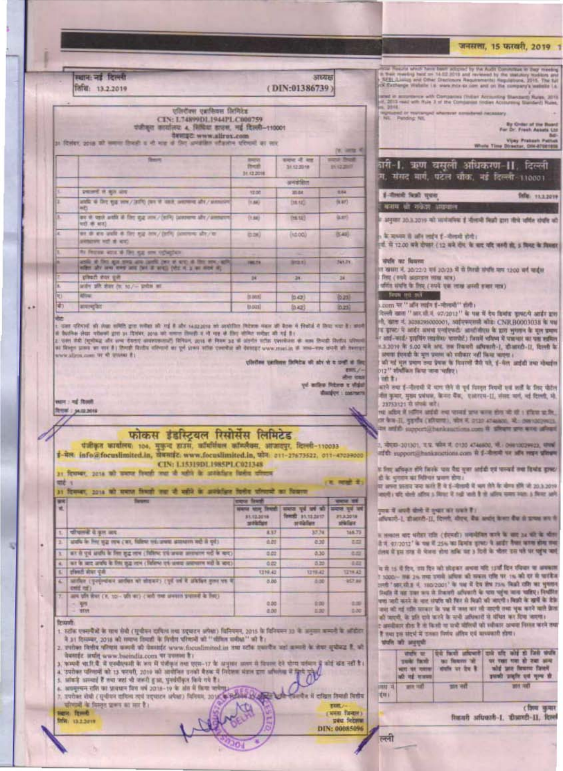स्थान: नई दिल्ली
तिथि: 13.2.2019

अध्यक्ष
(DIN:01386739)

## एलिरॉक्स एक्सपोर्ट्स लिमिटेड

CIN: L74899DL1944PLC000759

पंजीकृत कार्यालय: 4, सिंधिया हाउस, नई दिल्ली–110001

वेबसाइट: www.allirox.com

31 दिसंबर, 2018 को समाप्त तिमाही व नौ माह के लिए अनअंकेक्षित वित्तीय परिणामों का सार

(रु. लाख में)

| | विवरण | समाप्त तिमाही 31.12.2018 | समाप्त नौ माह 31.12.2018 | समाप्त तिमाही 31.12.2017 |
|---|---|---|---|---|
| | | | अनअंकेक्षित | |
| 1. | प्रचालनों से कुल आय | 12.00 | 30.64 | 6.64 |
| 2. | अवधि के लिए शुद्ध लाभ/(हानि) (कर से पहले, असाधारण और/अथवा असाधारण मदों) | (1.66) | (38.12) | (8.97) |
| 3. | कर से पहले अवधि के लिए शुद्ध लाभ/(हानि) (असाधारण और/अथवा असाधारण मदों के बाद) | (1.66) | (38.12) | (8.97) |
| 4. | कर के बाद अवधि के लिए शुद्ध लाभ/(हानि) (असाधारण और/या असाधारण मदों के बाद) | (0.06) | (10.00) | (5.40) |
| 5. | | | | |
| 6. | | 146.71 | | 741.71 |
| 7. | इक्विटी शेयर पूंजी | 24 | 24 | 24 |
| 8. | अर्जन प्रति शेयर (रु. 10/- प्रत्येक का) | | | |
| क) | मौलिक | (0.003) | (0.42) | (0.23) |
| ख) | तनुकृत | (0.003) | (0.42) | (0.23) |

नोट:

1. उक्त परिणामों की लेखा समिति द्वारा समीक्षा की गई है और 14.02.2019 को आयोजित निदेशक मंडल की बैठक में रिकॉर्ड में लिया गया है।
2. उक्त सेबी (सूचीयन और अन्य प्रकटन आवश्यकताएं) विनियम, 2015 के विनियम 33 के अंतर्गत स्टॉक एक्सचेंजों के साथ दाखिल तिमाही वित्तीय परिणामों के विस्तृत प्रारूप का सार है। तिमाही वित्तीय परिणामों का पूर्ण प्रारूप स्टॉक एक्सचेंज की वेबसाइट www.msei.in के साथ-साथ कंपनी की वेबसाइट www.allirox.com पर भी उपलब्ध है।

एलिरॉक्स एक्सपोर्ट्स लिमिटेड की ओर से व उसी के लिए

हस्ता./-

पूर्ण कालिक निदेशक व सीईओ

स्थान: नई दिल्ली
दिनांक: 14.02.2019

## फोकस इंडस्ट्रियल रिसोर्सेस लिमिटेड

पंजीकृत कार्यालय: 104, मुकुंद हाउस, कॉमर्शियल कॉम्प्लेक्स, आज़ादपुर, दिल्ली–110033

ई-मेल: info@focuslimited.in, वेबसाइट: www.focuslimited.in, फोन: 011-27673522, 011-47039000

CIN: L15319DL1985PLC021348

31 दिसम्बर, 2018 को समाप्त तिमाही तथा नौ महीने के अनअंकेक्षित वित्तीय परिणाम

पार्ट 1 (रु. लाखों में)

31 दिसम्बर, 2018 को समाप्त तिमाही तथा नौ महीने के अनअंकेक्षित वित्तीय परिणामों का विवरण

| क्रम सं. | विवरण | समाप्त चालू तिमाही 31.12.2018 अनअंकेक्षित | समाप्त पूर्व वर्ष की तिमाही 31.12.2017 अनअंकेक्षित | समाप्त पूर्व वर्ष 31.3.2018 अंकेक्षित |
|---|---|---|---|---|
| 1. | परिचालनों से कुल आय | 8.57 | 37.74 | 146.73 |
| 2. | अवधि के लिए शुद्ध लाभ (कर, विशिष्ट एवं/अथवा असाधारण मदों से पूर्व) | 0.02 | 0.30 | 0.02 |
| 3. | कर से पूर्व अवधि के लिए शुद्ध लाभ (विशिष्ट एवं/अथवा असाधारण मदों के बाद) | 0.02 | 0.30 | 0.02 |
| 4. | कर के बाद अवधि के लिए शुद्ध लाभ (विशिष्ट एवं/अथवा असाधारण मदों के बाद) | 0.02 | 0.20 | 0.02 |
| 5. | इक्विटी शेयर पूंजी | 1219.42 | 1219.42 | 1219.42 |
| 6. | आरक्षित (पुनर्मूल्यांकन आरक्षित को छोड़कर) (पूर्व वर्ष के अंकेक्षित तुलन पत्र में दर्शाए गए) | 0.00 | 0.00 | 957.44 |
| 7. | आय प्रति शेयर (रु. 10/- प्रति का) (जारी तथा अवरुद्ध प्रचालनों के लिए) | | | |
| | – मूल | 0.00 | 0.00 | 0.00 |
| | – तरल | 0.00 | 0.00 | 0.00 |

टिप्पणी:

1. स्टॉक एक्सचेंजों के साथ सेबी (सूचीयन दायित्व तथा उद्घाटन अपेक्षा) विनियमन, 2015 के विनियमन 33 के अनुसार कम्पनी के ऑडीटरों ने 31 दिसम्बर, 2018 को समाप्त तिमाही के वित्तीय परिणामों की "सीमित समीक्षा" की है।
2. उपरोक्त वित्तीय परिणाम कम्पनी की वेबसाइट www.focuslimited.in तथा स्टॉक एक्सचेंज जहां कम्पनी के शेयर सूचीबद्ध हैं, की वेबसाइट अर्थात् www.bseindia.com पर उपलब्ध है।
3. कम्पनी भा.रि.बैं. में एनबीएफसी के रूप में पंजीकृत तथा एएस-17 के अनुसार खण्ड में विवरण देने योग्य वर्तमान में कोई खंड नहीं है।
4. उपरोक्त परिणामों की 13 फरवरी, 2019 को आयोजित उनकी बैठक में निदेशक मंडल द्वारा अभिलेख में लिये गये हैं।
5. आंकड़े आवश्यक हैं तथा जहां भी जरूरी हुआ, पुनर्वर्गीकृत किये गये हैं।
6. आयकर प्रावधान राशि का प्रावधान वित्त वर्ष 2018-19 के अंत में किया जायेगा।
7. उपरोक्त सेबी (सूचीयन दायित्व तथा उद्घाटन अपेक्षा) विनियम, 2015 के विनियमन 33 के अंतर्गत स्टॉक एक्सचेंजों में दाखिल तिमाही वित्तीय परिणामों के विस्तृत प्रारूप का सार है।

हस्ता./-
(प्रबंध निदेशक)
DIN: 00085096

स्थान: दिल्ली
तिथि: 13.2.2019

---

...Results which have been adopted by the Audit Committee in their meeting in their meeting held on 14.02.2019 and reviewed by the statutory Auditors and (SEBI (Listing and Other Disclosure Requirements) Regulations, 2015. The full Stock Exchange Website i.e. www.msei.com and on the company's website i.e.

...ated in accordance with Companies (Indian Accounting Standard) Rules, 2015 ...d, 2015 read with Rule 3 of the Companies (Indian Accounting Standard) Rules, 2016.

...regrouped or rearranged wherever considered necessary.

...Nil, Pending: Nil

By Order of the Board
For Dr. Fresh Assets Ltd
Sd/-
Vijay Prakash Pathak
Whole Time Director, DIN-07081930

## ...री-I, ऋण वसूली अधिकरण-II, दिल्ली

...ग, संसद मार्ग, पटेल चौक, नई दिल्ली-110001

ई-नीलामी बिक्री सूचना — तिथि: 11.2.2019

बनाम श्री राकेश अग्रवाल

...के अनुसार 20.3.2019 को सार्वजनिक ई-नीलामी बिक्री द्वारा नीचे वर्णित संपत्ति की ...

संपत्ति का विवरण

...खसरा नं. 30/22/2 एवं 30/23 में से मिली संपत्ति माप 1200 वर्ग फ़ुट...

...पूर्व की शर्तें

...com पर "ऑन लाइन ई-नीलामी" होगी।

...दिल्ली खाता "आर.सी.नं. 97/2012" के पक्ष में देय डिमांड ड्राफ्ट/पे ऑर्डर द्वारा ... खाता नं. 3038290000001, आईएफएससी कोड: CNRB0003038 ...

(दिव्य कुमार)
वसूली अधिकारी-I, डीआरटी-II, दिल्ली